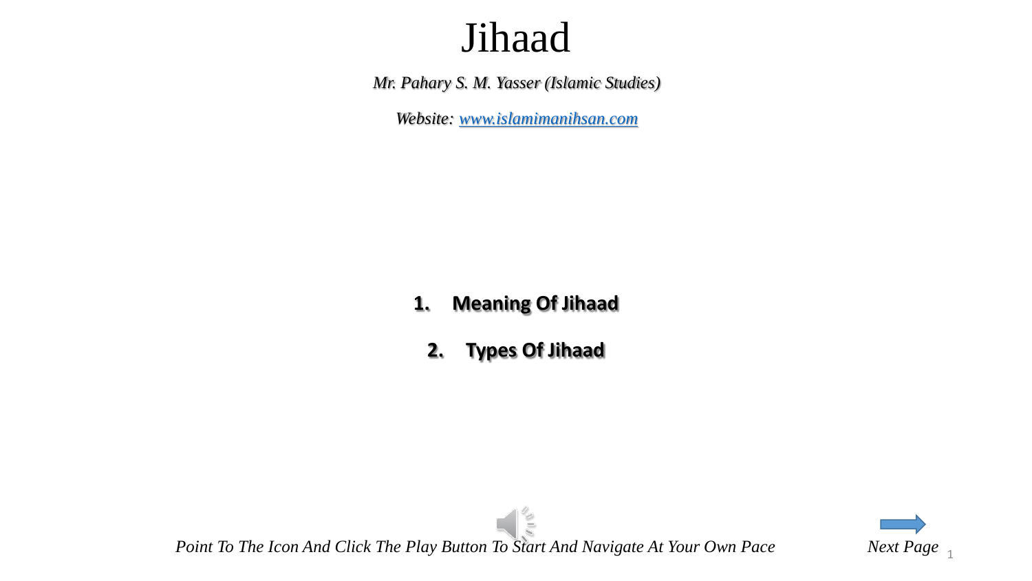# Jihaad

*Mr. Pahary S. M. Yasser (Islamic Studies)*

*Website: www.islamimanihsan.com*

1. **Meaning Of Jihaad**
2. **Types Of Jihaad**

*Point To The Icon And Click The Play Button To Start And Navigate At Your Own Pace*

*Next Page*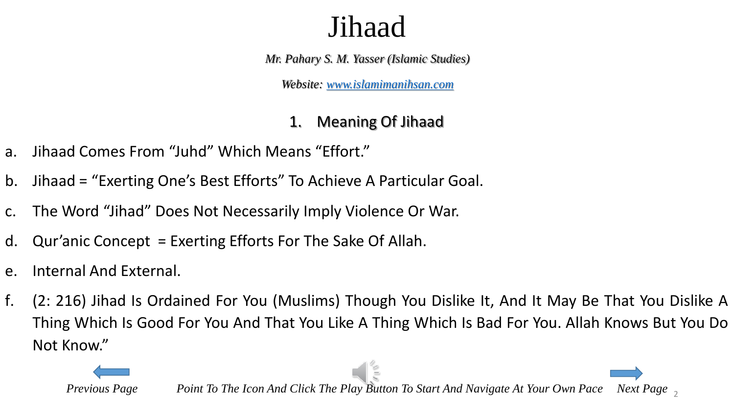# Jihaad

*Mr. Pahary S. M. Yasser (Islamic Studies)*

*Website: [www.islamimanihsan.com](www.islamimanihsan.com)*

## 1. Meaning Of Jihaad

a. Jihaad Comes From "Juhd" Which Means "Effort."

b. Jihaad = "Exerting One's Best Efforts" To Achieve A Particular Goal.

c. The Word "Jihad" Does Not Necessarily Imply Violence Or War.

d. Qur'anic Concept = Exerting Efforts For The Sake Of Allah.

e. Internal And External.

f. (2: 216) Jihad Is Ordained For You (Muslims) Though You Dislike It, And It May Be That You Dislike A Thing Which Is Good For You And That You Like A Thing Which Is Bad For You. Allah Knows But You Do Not Know."

*Previous Page* *Point To The Icon And Click The Play Button To Start And Navigate At Your Own Pace* *Next Page*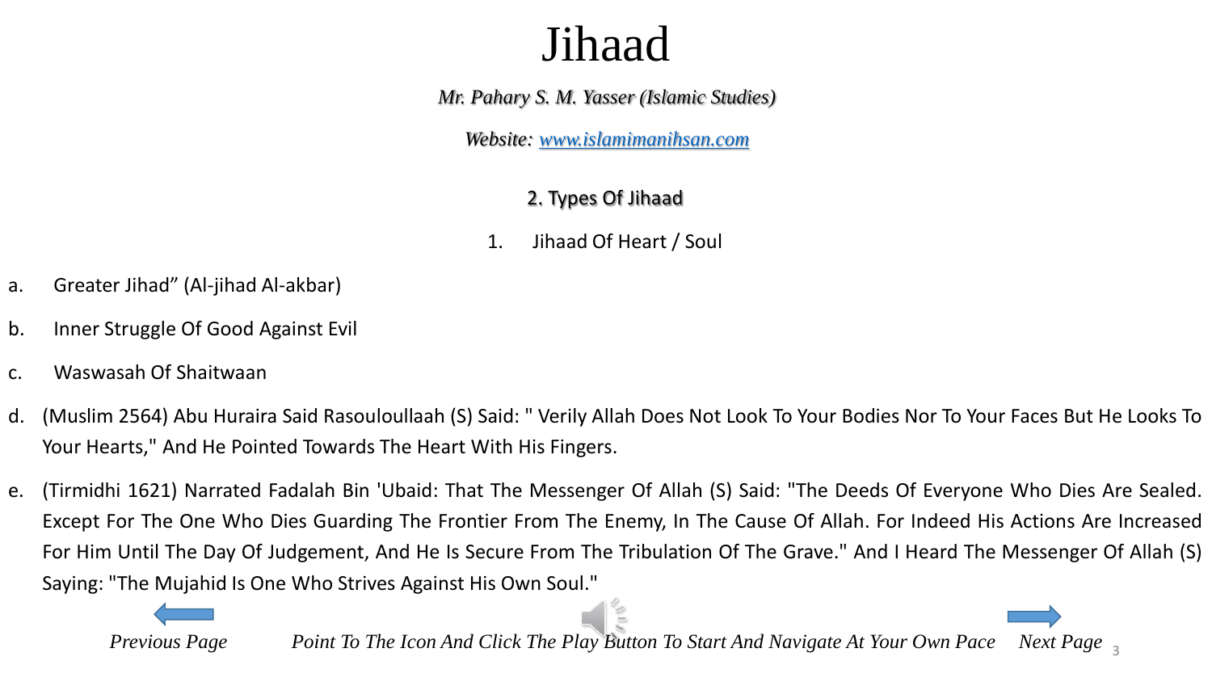# Jihaad

*Mr. Pahary S. M. Yasser (Islamic Studies)*

*Website: www.islamimanihsan.com*

## 2. Types Of Jihaad

1. Jihaad Of Heart / Soul

a. Greater Jihad" (Al-jihad Al-akbar)

b. Inner Struggle Of Good Against Evil

c. Waswasah Of Shaitwaan

d. (Muslim 2564) Abu Huraira Said Rasouloullaah (S) Said: " Verily Allah Does Not Look To Your Bodies Nor To Your Faces But He Looks To Your Hearts," And He Pointed Towards The Heart With His Fingers.

e. (Tirmidhi 1621) Narrated Fadalah Bin 'Ubaid: That The Messenger Of Allah (S) Said: "The Deeds Of Everyone Who Dies Are Sealed. Except For The One Who Dies Guarding The Frontier From The Enemy, In The Cause Of Allah. For Indeed His Actions Are Increased For Him Until The Day Of Judgement, And He Is Secure From The Tribulation Of The Grave." And I Heard The Messenger Of Allah (S) Saying: "The Mujahid Is One Who Strives Against His Own Soul."

*Previous Page* *Point To The Icon And Click The Play Button To Start And Navigate At Your Own Pace* *Next Page*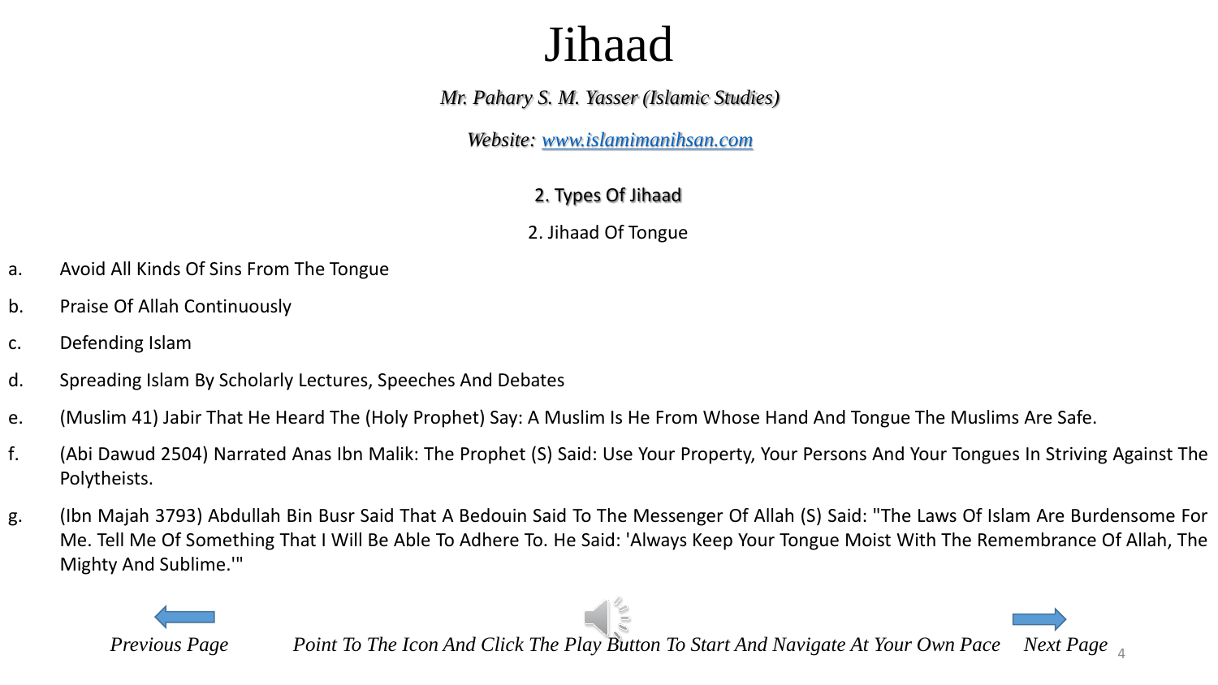# Jihaad

*Mr. Pahary S. M. Yasser (Islamic Studies)*

*Website: [www.islamimanihsan.com](http://www.islamimanihsan.com)*

## 2. Types Of Jihaad

### 2. Jihaad Of Tongue

a. Avoid All Kinds Of Sins From The Tongue

b. Praise Of Allah Continuously

c. Defending Islam

d. Spreading Islam By Scholarly Lectures, Speeches And Debates

e. (Muslim 41) Jabir That He Heard The (Holy Prophet) Say: A Muslim Is He From Whose Hand And Tongue The Muslims Are Safe.

f. (Abi Dawud 2504) Narrated Anas Ibn Malik: The Prophet (S) Said: Use Your Property, Your Persons And Your Tongues In Striving Against The Polytheists.

g. (Ibn Majah 3793) Abdullah Bin Busr Said That A Bedouin Said To The Messenger Of Allah (S) Said: "The Laws Of Islam Are Burdensome For Me. Tell Me Of Something That I Will Be Able To Adhere To. He Said: 'Always Keep Your Tongue Moist With The Remembrance Of Allah, The Mighty And Sublime.'"

*Previous Page* *Point To The Icon And Click The Play Button To Start And Navigate At Your Own Pace* *Next Page*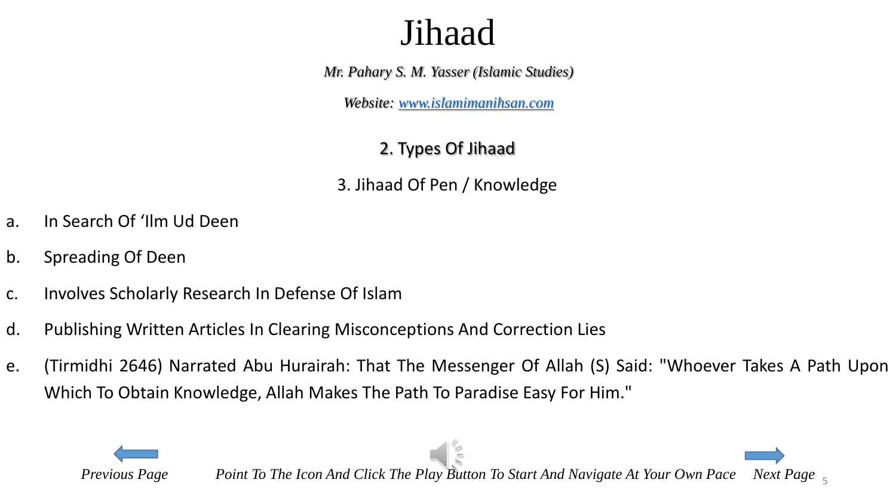# Jihaad

*Mr. Pahary S. M. Yasser (Islamic Studies)*

*Website: [www.islamimanihsan.com](http://www.islamimanihsan.com)*

## 2. Types Of Jihaad

### 3. Jihaad Of Pen / Knowledge

a. In Search Of ‘Ilm Ud Deen

b. Spreading Of Deen

c. Involves Scholarly Research In Defense Of Islam

d. Publishing Written Articles In Clearing Misconceptions And Correction Lies

e. (Tirmidhi 2646) Narrated Abu Hurairah: That The Messenger Of Allah (S) Said: "Whoever Takes A Path Upon Which To Obtain Knowledge, Allah Makes The Path To Paradise Easy For Him."

*Previous Page* *Point To The Icon And Click The Play Button To Start And Navigate At Your Own Pace* *Next Page*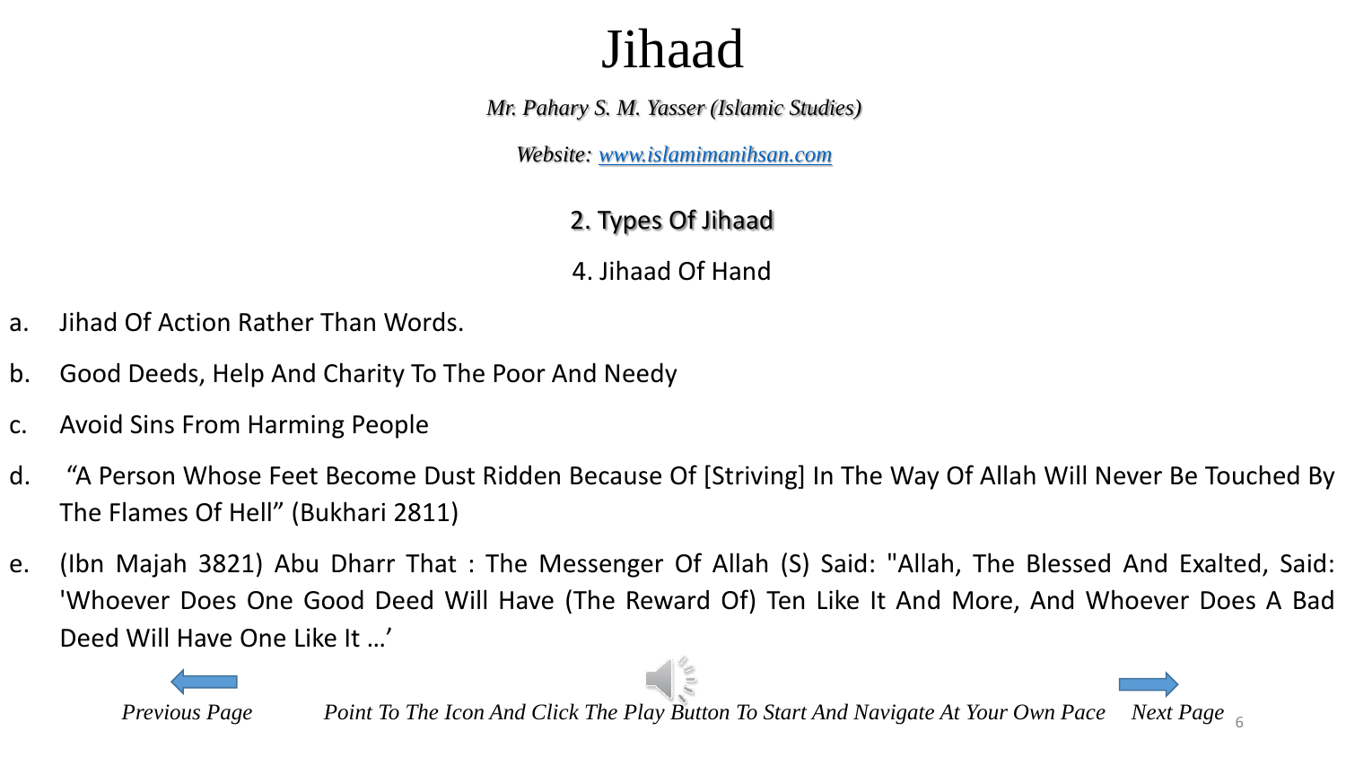# Jihaad

*Mr. Pahary S. M. Yasser (Islamic Studies)*

*Website: www.islamimanihsan.com*

## 2. Types Of Jihaad

### 4. Jihaad Of Hand

a. Jihad Of Action Rather Than Words.

b. Good Deeds, Help And Charity To The Poor And Needy

c. Avoid Sins From Harming People

d. "A Person Whose Feet Become Dust Ridden Because Of [Striving] In The Way Of Allah Will Never Be Touched By The Flames Of Hell" (Bukhari 2811)

e. (Ibn Majah 3821) Abu Dharr That : The Messenger Of Allah (S) Said: "Allah, The Blessed And Exalted, Said: 'Whoever Does One Good Deed Will Have (The Reward Of) Ten Like It And More, And Whoever Does A Bad Deed Will Have One Like It …'

*Previous Page* *Point To The Icon And Click The Play Button To Start And Navigate At Your Own Pace* *Next Page*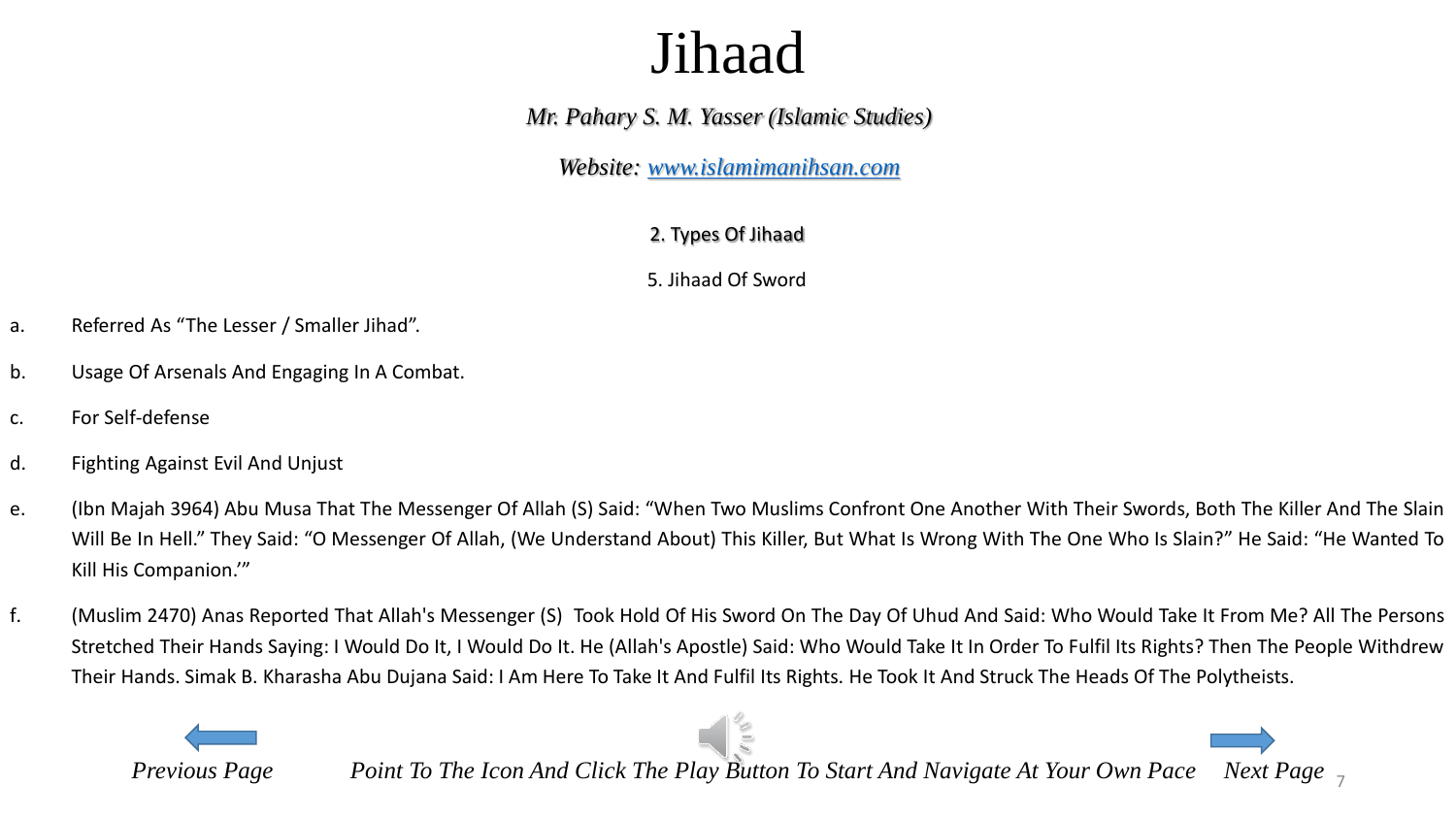# Jihaad

*Mr. Pahary S. M. Yasser (Islamic Studies)*

*Website: [www.islamimanihsan.com](http://www.islamimanihsan.com)*

2. Types Of Jihaad

5. Jihaad Of Sword

a. Referred As "The Lesser / Smaller Jihad".

b. Usage Of Arsenals And Engaging In A Combat.

c. For Self-defense

d. Fighting Against Evil And Unjust

e. (Ibn Majah 3964) Abu Musa That The Messenger Of Allah (S) Said: "When Two Muslims Confront One Another With Their Swords, Both The Killer And The Slain Will Be In Hell." They Said: "O Messenger Of Allah, (We Understand About) This Killer, But What Is Wrong With The One Who Is Slain?" He Said: "He Wanted To Kill His Companion.'"

f. (Muslim 2470) Anas Reported That Allah's Messenger (S) Took Hold Of His Sword On The Day Of Uhud And Said: Who Would Take It From Me? All The Persons Stretched Their Hands Saying: I Would Do It, I Would Do It. He (Allah's Apostle) Said: Who Would Take It In Order To Fulfil Its Rights? Then The People Withdrew Their Hands. Simak B. Kharasha Abu Dujana Said: I Am Here To Take It And Fulfil Its Rights. He Took It And Struck The Heads Of The Polytheists.

*Previous Page* *Point To The Icon And Click The Play Button To Start And Navigate At Your Own Pace* *Next Page*